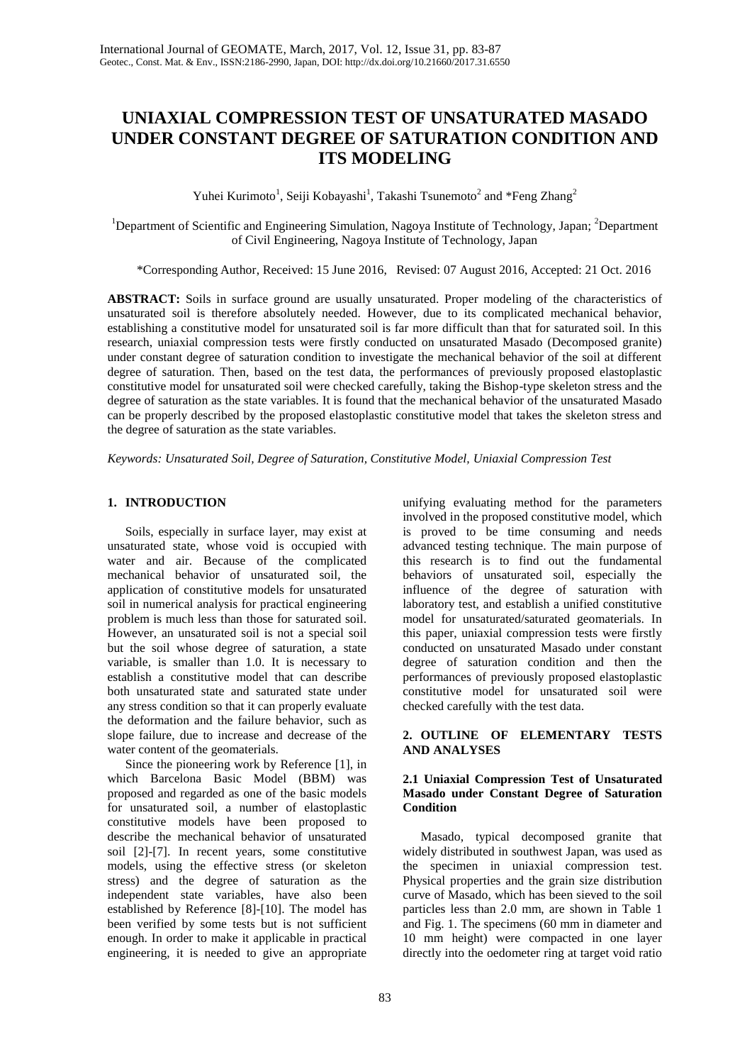# UNIAXIAL COMPRESSION TEST OF UNSATURATED MASADO UNDER CONSTANT DEGREE OF SATURATION CONDITION AND ITS MODELING

Yuhei Kurimoto[1], Seiji Kobayashi[1], Takashi Tsunemoto[2] and *Feng Zhang[2]

[1]Department of Scientific and Engineering Simulation, Nagoya Institute of Technology, Japan; [2]Department of Civil Engineering, Nagoya Institute of Technology, Japan

*Corresponding Author, Received: 15 June 2016, Revised: 07 August 2016, Accepted: 21 Oct. 2016

**ABSTRACT:** Soils in surface ground are usually unsaturated. Proper modeling of the characteristics of unsaturated soil is therefore absolutely needed. However, due to its complicated mechanical behavior, establishing a constitutive model for unsaturated soil is far more difficult than that for saturated soil. In this research, uniaxial compression tests were firstly conducted on unsaturated Masado (Decomposed granite) under constant degree of saturation condition to investigate the mechanical behavior of the soil at different degree of saturation. Then, based on the test data, the performances of previously proposed elastoplastic constitutive model for unsaturated soil were checked carefully, taking the Bishop-type skeleton stress and the degree of saturation as the state variables. It is found that the mechanical behavior of the unsaturated Masado can be properly described by the proposed elastoplastic constitutive model that takes the skeleton stress and the degree of saturation as the state variables.

*Keywords: Unsaturated Soil, Degree of Saturation, Constitutive Model, Uniaxial Compression Test*

## 1. INTRODUCTION

Soils, especially in surface layer, may exist at unsaturated state, whose void is occupied with water and air. Because of the complicated mechanical behavior of unsaturated soil, the application of constitutive models for unsaturated soil in numerical analysis for practical engineering problem is much less than those for saturated soil. However, an unsaturated soil is not a special soil but the soil whose degree of saturation, a state variable, is smaller than 1.0. It is necessary to establish a constitutive model that can describe both unsaturated state and saturated state under any stress condition so that it can properly evaluate the deformation and the failure behavior, such as slope failure, due to increase and decrease of the water content of the geomaterials.

Since the pioneering work by Reference [1], in which Barcelona Basic Model (BBM) was proposed and regarded as one of the basic models for unsaturated soil, a number of elastoplastic constitutive models have been proposed to describe the mechanical behavior of unsaturated soil [2]-[7]. In recent years, some constitutive models, using the effective stress (or skeleton stress) and the degree of saturation as the independent state variables, have also been established by Reference [8]-[10]. The model has been verified by some tests but is not sufficient enough. In order to make it applicable in practical engineering, it is needed to give an appropriate unifying evaluating method for the parameters involved in the proposed constitutive model, which is proved to be time consuming and needs advanced testing technique. The main purpose of this research is to find out the fundamental behaviors of unsaturated soil, especially the influence of the degree of saturation with laboratory test, and establish a unified constitutive model for unsaturated/saturated geomaterials. In this paper, uniaxial compression tests were firstly conducted on unsaturated Masado under constant degree of saturation condition and then the performances of previously proposed elastoplastic constitutive model for unsaturated soil were checked carefully with the test data.

## 2. OUTLINE OF ELEMENTARY TESTS AND ANALYSES

### 2.1 Uniaxial Compression Test of Unsaturated Masado under Constant Degree of Saturation Condition

Masado, typical decomposed granite that widely distributed in southwest Japan, was used as the specimen in uniaxial compression test. Physical properties and the grain size distribution curve of Masado, which has been sieved to the soil particles less than 2.0 mm, are shown in Table 1 and Fig. 1. The specimens (60 mm in diameter and 10 mm height) were compacted in one layer directly into the oedometer ring at target void ratio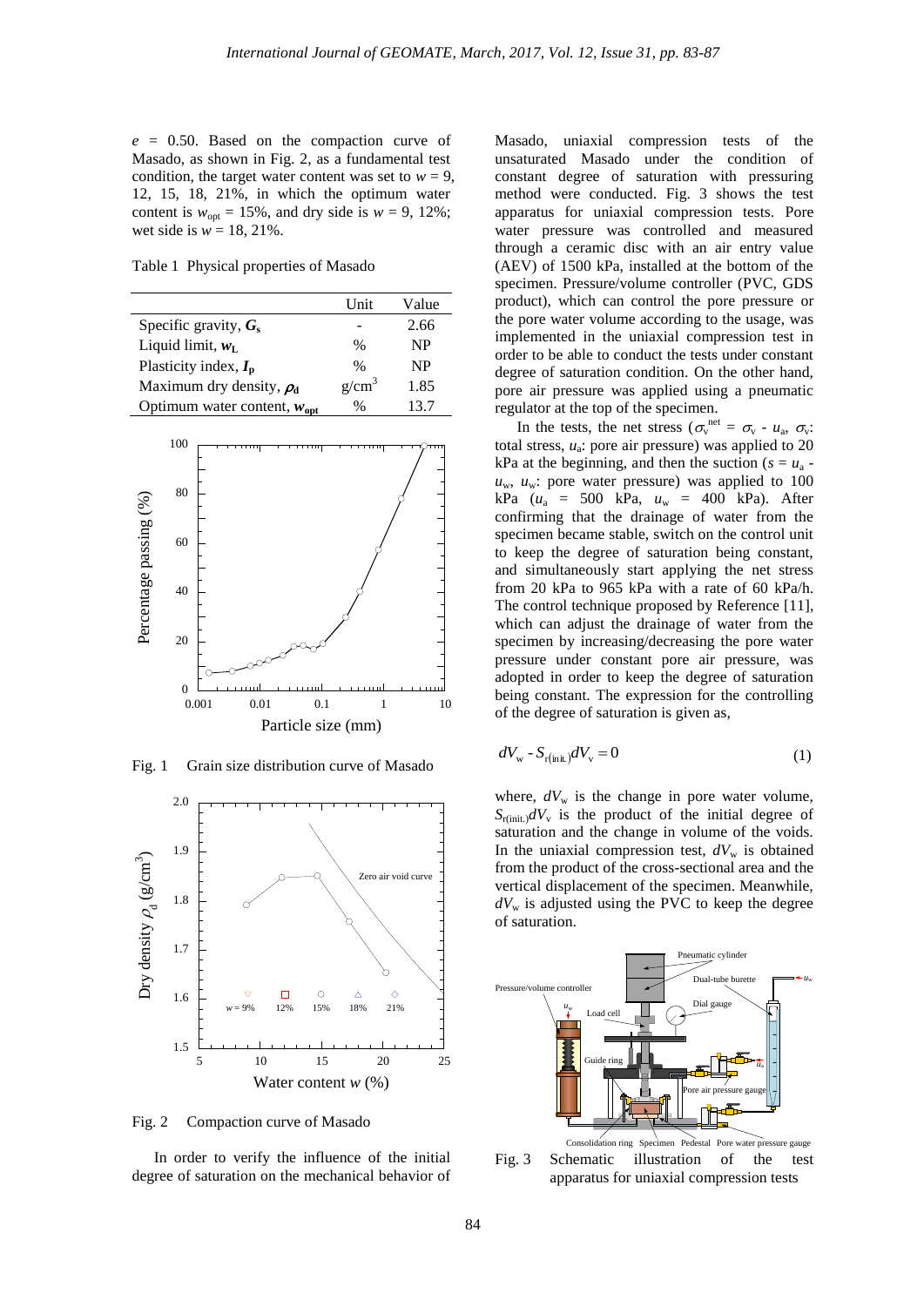$e$ = 0.50. Based on the compaction curve of Masado, as shown in Fig. 2, as a fundamental test condition, the target water content was set to $w$ = 9, 12, 15, 18, 21%, in which the optimum water content is $w_{opt}$ = 15%, and dry side is $w$ = 9, 12%; wet side is $w$ = 18, 21%.

Table 1 Physical properties of Masado

| | Unit | Value |
|---|---|---|
| Specific gravity, $G_s$ | - | 2.66 |
| Liquid limit, $w_L$ | % | NP |
| Plasticity index, $I_p$ | % | NP |
| Maximum dry density, $\rho_d$ | g/cm$^3$ | 1.85 |
| Optimum water content, $w_{opt}$ | % | 13.7 |

Fig. 1 Grain size distribution curve of Masado

Fig. 2 Compaction curve of Masado

In order to verify the influence of the initial degree of saturation on the mechanical behavior of Masado, uniaxial compression tests of the unsaturated Masado under the condition of constant degree of saturation with pressuring method were conducted. Fig. 3 shows the test apparatus for uniaxial compression tests. Pore water pressure was controlled and measured through a ceramic disc with an air entry value (AEV) of 1500 kPa, installed at the bottom of the specimen. Pressure/volume controller (PVC, GDS product), which can control the pore pressure or the pore water volume according to the usage, was implemented in the uniaxial compression test in order to be able to conduct the tests under constant degree of saturation condition. On the other hand, pore air pressure was applied using a pneumatic regulator at the top of the specimen.

In the tests, the net stress ($\sigma_v^{net} = \sigma_v - u_a$, $\sigma_v$: total stress, $u_a$: pore air pressure) was applied to 20 kPa at the beginning, and then the suction ($s = u_a - u_w$, $u_w$: pore water pressure) was applied to 100 kPa ($u_a$ = 500 kPa, $u_w$ = 400 kPa). After confirming that the drainage of water from the specimen became stable, switch on the control unit to keep the degree of saturation being constant, and simultaneously start applying the net stress from 20 kPa to 965 kPa with a rate of 60 kPa/h. The control technique proposed by Reference [11], which can adjust the drainage of water from the specimen by increasing/decreasing the pore water pressure under constant pore air pressure, was adopted in order to keep the degree of saturation being constant. The expression for the controlling of the degree of saturation is given as,

$$dV_w - S_{r(init.)} dV_v = 0 \tag{1}$$

where, $dV_w$ is the change in pore water volume, $S_{r(init.)} dV_v$ is the product of the initial degree of saturation and the change in volume of the voids. In the uniaxial compression test, $dV_w$ is obtained from the product of the cross-sectional area and the vertical displacement of the specimen. Meanwhile, $dV_w$ is adjusted using the PVC to keep the degree of saturation.

Fig. 3 Schematic illustration of the test apparatus for uniaxial compression tests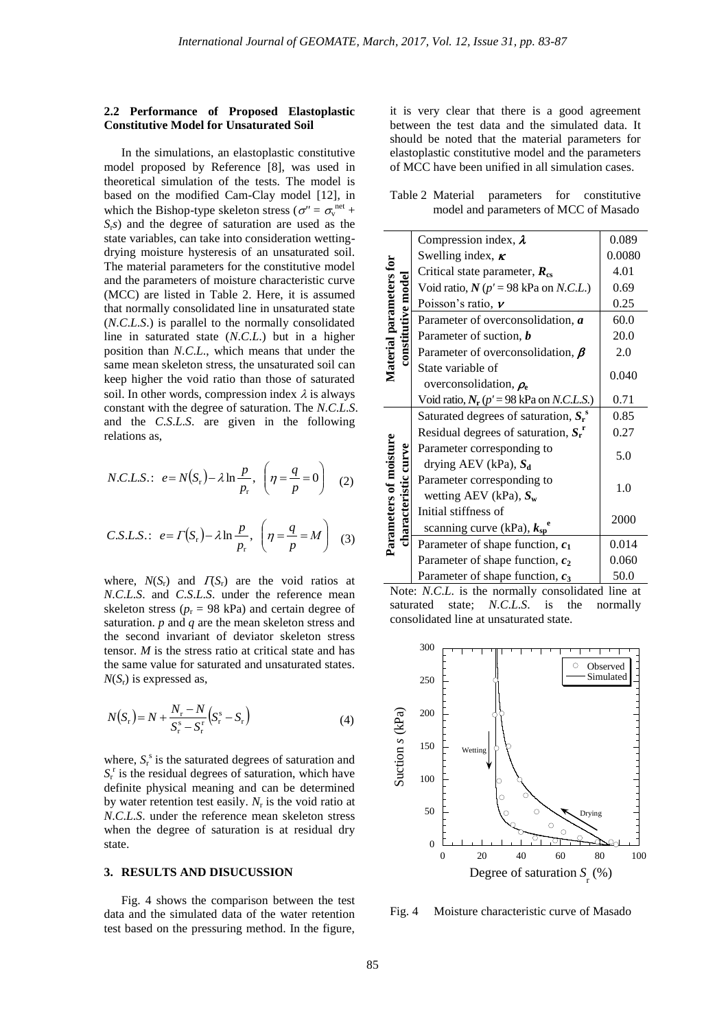### 2.2 Performance of Proposed Elastoplastic Constitutive Model for Unsaturated Soil

In the simulations, an elastoplastic constitutive model proposed by Reference [8], was used in theoretical simulation of the tests. The model is based on the modified Cam-Clay model [12], in which the Bishop-type skeleton stress ($\sigma'' = \sigma_v^{net} + S_r s$) and the degree of saturation are used as the state variables, can take into consideration wetting-drying moisture hysteresis of an unsaturated soil. The material parameters for the constitutive model and the parameters of moisture characteristic curve (MCC) are listed in Table 2. Here, it is assumed that normally consolidated line in unsaturated state (*N.C.L.S.*) is parallel to the normally consolidated line in saturated state (*N.C.L.*) but in a higher position than *N.C.L.*, which means that under the same mean skeleton stress, the unsaturated soil can keep higher the void ratio than those of saturated soil. In other words, compression index $\lambda$ is always constant with the degree of saturation. The *N.C.L.S.* and the *C.S.L.S.* are given in the following relations as,

$$N.C.L.S.:\ e = N(S_r) - \lambda \ln \frac{p}{p_r},\ \left(\eta = \frac{q}{p} = 0\right) \quad (2)$$

$$C.S.L.S.:\ e = \Gamma(S_r) - \lambda \ln \frac{p}{p_r},\ \left(\eta = \frac{q}{p} = M\right) \quad (3)$$

where, $N(S_r)$ and $\Gamma(S_r)$ are the void ratios at *N.C.L.S.* and *C.S.L.S.* under the reference mean skeleton stress ($p_r$ = 98 kPa) and certain degree of saturation. $p$ and $q$ are the mean skeleton stress and the second invariant of deviator skeleton stress tensor. $M$ is the stress ratio at critical state and has the same value for saturated and unsaturated states. $N(S_r)$ is expressed as,

$$N(S_r) = N + \frac{N_r - N}{S_r^s - S_r^r}\left(S_r^s - S_r\right) \quad (4)$$

where, $S_r^s$ is the saturated degrees of saturation and $S_r^r$ is the residual degrees of saturation, which have definite physical meaning and can be determined by water retention test easily. $N_r$ is the void ratio at *N.C.L.S.* under the reference mean skeleton stress when the degree of saturation is at residual dry state.

## 3. RESULTS AND DISUCUSSION

Fig. 4 shows the comparison between the test data and the simulated data of the water retention test based on the pressuring method. In the figure, it is very clear that there is a good agreement between the test data and the simulated data. It should be noted that the material parameters for elastoplastic constitutive model and the parameters of MCC have been unified in all simulation cases.

Table 2 Material parameters for constitutive model and parameters of MCC of Masado

| | Parameter | Value |
|---|---|---|
| Material parameters for constitutive model | Compression index, $\lambda$ | 0.089 |
| | Swelling index, $\kappa$ | 0.0080 |
| | Critical state parameter, $R_{cs}$ | 4.01 |
| | Void ratio, $N$ ($p'$ = 98 kPa on *N.C.L.*) | 0.69 |
| | Poisson's ratio, $\nu$ | 0.25 |
| | Parameter of overconsolidation, $a$ | 60.0 |
| | Parameter of suction, $b$ | 20.0 |
| | Parameter of overconsolidation, $\beta$ | 2.0 |
| | State variable of overconsolidation, $\rho_e$ | 0.040 |
| | Void ratio, $N_r$ ($p'$ = 98 kPa on *N.C.L.S.*) | 0.71 |
| Parameters of moisture characteristic curve | Saturated degrees of saturation, $S_r^s$ | 0.85 |
| | Residual degrees of saturation, $S_r^r$ | 0.27 |
| | Parameter corresponding to drying AEV (kPa), $S_d$ | 5.0 |
| | Parameter corresponding to wetting AEV (kPa), $S_w$ | 1.0 |
| | Initial stiffness of scanning curve (kPa), $k_{sp}^e$ | 2000 |
| | Parameter of shape function, $c_1$ | 0.014 |
| | Parameter of shape function, $c_2$ | 0.060 |
| | Parameter of shape function, $c_3$ | 50.0 |

Note: *N.C.L.* is the normally consolidated line at saturated state; *N.C.L.S.* is the normally consolidated line at unsaturated state.

Fig. 4 Moisture characteristic curve of Masado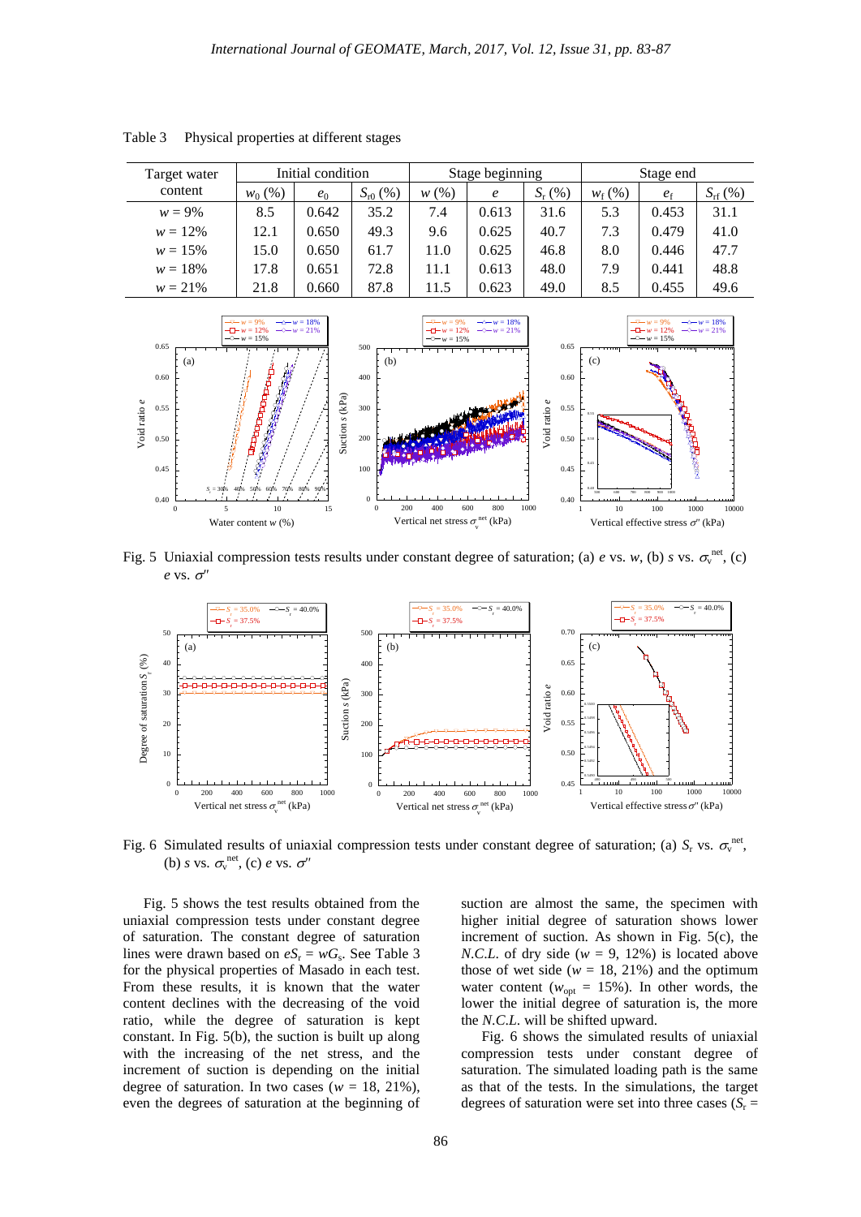Table 3 Physical properties at different stages

| Target water content | Initial condition | | | Stage beginning | | | Stage end | | |
|---|---|---|---|---|---|---|---|---|---|
| | $w_0$ (%) | $e_0$ | $S_{r0}$ (%) | $w$ (%) | $e$ | $S_r$ (%) | $w_f$ (%) | $e_f$ | $S_{rf}$ (%) |
| $w$ = 9% | 8.5 | 0.642 | 35.2 | 7.4 | 0.613 | 31.6 | 5.3 | 0.453 | 31.1 |
| $w$ = 12% | 12.1 | 0.650 | 49.3 | 9.6 | 0.625 | 40.7 | 7.3 | 0.479 | 41.0 |
| $w$ = 15% | 15.0 | 0.650 | 61.7 | 11.0 | 0.625 | 46.8 | 8.0 | 0.446 | 47.7 |
| $w$ = 18% | 17.8 | 0.651 | 72.8 | 11.1 | 0.613 | 48.0 | 7.9 | 0.441 | 48.8 |
| $w$ = 21% | 21.8 | 0.660 | 87.8 | 11.5 | 0.623 | 49.0 | 8.5 | 0.455 | 49.6 |

Fig. 5 Uniaxial compression tests results under constant degree of saturation; (a) $e$ vs. $w$, (b) $s$ vs. $\sigma_v^{net}$, (c) $e$ vs. $\sigma''$

Fig. 6 Simulated results of uniaxial compression tests under constant degree of saturation; (a) $S_r$ vs. $\sigma_v^{net}$, (b) $s$ vs. $\sigma_v^{net}$, (c) $e$ vs. $\sigma''$

Fig. 5 shows the test results obtained from the uniaxial compression tests under constant degree of saturation. The constant degree of saturation lines were drawn based on $eS_r = wG_s$. See Table 3 for the physical properties of Masado in each test. From these results, it is known that the water content declines with the decreasing of the void ratio, while the degree of saturation is kept constant. In Fig. 5(b), the suction is built up along with the increasing of the net stress, and the increment of suction is depending on the initial degree of saturation. In two cases ($w$ = 18, 21%), even the degrees of saturation at the beginning of suction are almost the same, the specimen with higher initial degree of saturation shows lower increment of suction. As shown in Fig. 5(c), the *N.C.L.* of dry side ($w$ = 9, 12%) is located above those of wet side ($w$ = 18, 21%) and the optimum water content ($w_{opt}$ = 15%). In other words, the lower the initial degree of saturation is, the more the *N.C.L.* will be shifted upward.

Fig. 6 shows the simulated results of uniaxial compression tests under constant degree of saturation. The simulated loading path is the same as that of the tests. In the simulations, the target degrees of saturation were set into three cases ($S_r$ =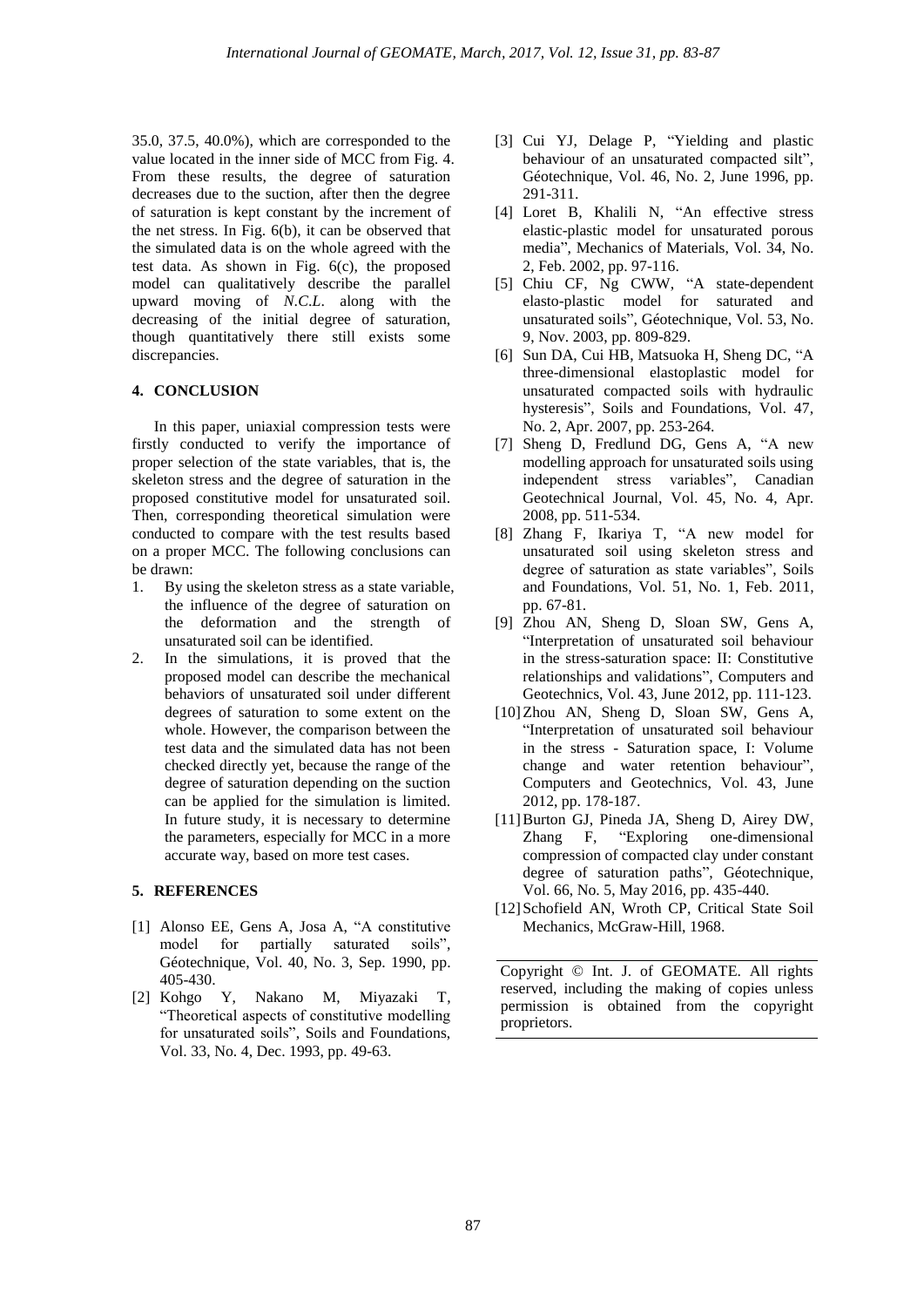35.0, 37.5, 40.0%), which are corresponded to the value located in the inner side of MCC from Fig. 4. From these results, the degree of saturation decreases due to the suction, after then the degree of saturation is kept constant by the increment of the net stress. In Fig. 6(b), it can be observed that the simulated data is on the whole agreed with the test data. As shown in Fig. 6(c), the proposed model can qualitatively describe the parallel upward moving of *N.C.L.* along with the decreasing of the initial degree of saturation, though quantitatively there still exists some discrepancies.

## 4. CONCLUSION

In this paper, uniaxial compression tests were firstly conducted to verify the importance of proper selection of the state variables, that is, the skeleton stress and the degree of saturation in the proposed constitutive model for unsaturated soil. Then, corresponding theoretical simulation were conducted to compare with the test results based on a proper MCC. The following conclusions can be drawn:

1. By using the skeleton stress as a state variable, the influence of the degree of saturation on the deformation and the strength of unsaturated soil can be identified.
2. In the simulations, it is proved that the proposed model can describe the mechanical behaviors of unsaturated soil under different degrees of saturation to some extent on the whole. However, the comparison between the test data and the simulated data has not been checked directly yet, because the range of the degree of saturation depending on the suction can be applied for the simulation is limited. In future study, it is necessary to determine the parameters, especially for MCC in a more accurate way, based on more test cases.

## 5. REFERENCES

[1] Alonso EE, Gens A, Josa A, "A constitutive model for partially saturated soils", Géotechnique, Vol. 40, No. 3, Sep. 1990, pp. 405-430.

[2] Kohgo Y, Nakano M, Miyazaki T, "Theoretical aspects of constitutive modelling for unsaturated soils", Soils and Foundations, Vol. 33, No. 4, Dec. 1993, pp. 49-63.

[3] Cui YJ, Delage P, "Yielding and plastic behaviour of an unsaturated compacted silt", Géotechnique, Vol. 46, No. 2, June 1996, pp. 291-311.

[4] Loret B, Khalili N, "An effective stress elastic-plastic model for unsaturated porous media", Mechanics of Materials, Vol. 34, No. 2, Feb. 2002, pp. 97-116.

[5] Chiu CF, Ng CWW, "A state-dependent elasto-plastic model for saturated and unsaturated soils", Géotechnique, Vol. 53, No. 9, Nov. 2003, pp. 809-829.

[6] Sun DA, Cui HB, Matsuoka H, Sheng DC, "A three-dimensional elastoplastic model for unsaturated compacted soils with hydraulic hysteresis", Soils and Foundations, Vol. 47, No. 2, Apr. 2007, pp. 253-264.

[7] Sheng D, Fredlund DG, Gens A, "A new modelling approach for unsaturated soils using independent stress variables", Canadian Geotechnical Journal, Vol. 45, No. 4, Apr. 2008, pp. 511-534.

[8] Zhang F, Ikariya T, "A new model for unsaturated soil using skeleton stress and degree of saturation as state variables", Soils and Foundations, Vol. 51, No. 1, Feb. 2011, pp. 67-81.

[9] Zhou AN, Sheng D, Sloan SW, Gens A, "Interpretation of unsaturated soil behaviour in the stress-saturation space: II: Constitutive relationships and validations", Computers and Geotechnics, Vol. 43, June 2012, pp. 111-123.

[10] Zhou AN, Sheng D, Sloan SW, Gens A, "Interpretation of unsaturated soil behaviour in the stress - Saturation space, I: Volume change and water retention behaviour", Computers and Geotechnics, Vol. 43, June 2012, pp. 178-187.

[11] Burton GJ, Pineda JA, Sheng D, Airey DW, Zhang F, "Exploring one-dimensional compression of compacted clay under constant degree of saturation paths", Géotechnique, Vol. 66, No. 5, May 2016, pp. 435-440.

[12] Schofield AN, Wroth CP, Critical State Soil Mechanics, McGraw-Hill, 1968.

Copyright © Int. J. of GEOMATE. All rights reserved, including the making of copies unless permission is obtained from the copyright proprietors.